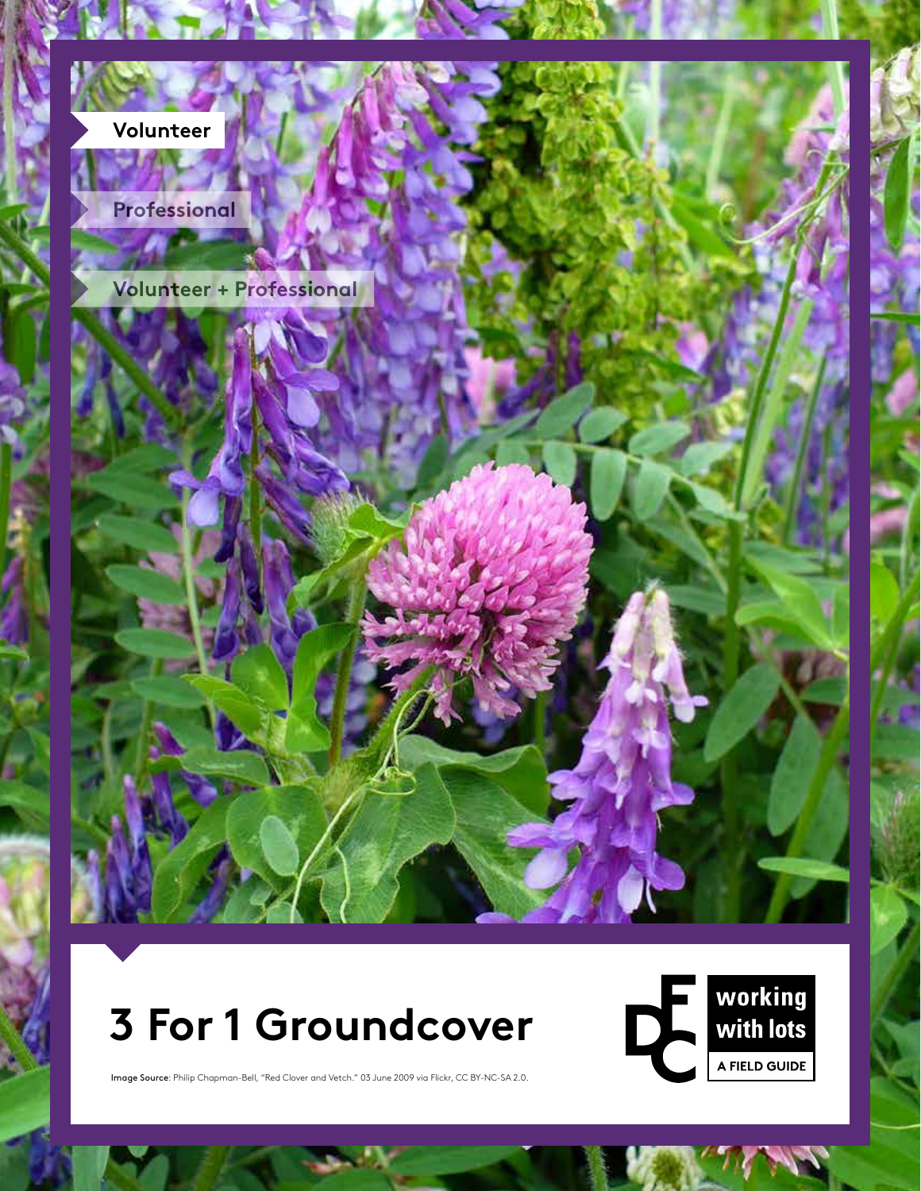Volunteer

Professional

Volunteer + Professional

# 3 For 1 Groundcover

**Image Source**: Philip Chapman-Bell, "Red Clover and Vetch." 03 June 2009 via Flickr, CC BY-NC-SA 2.0.

working with lots

A FIELD GUIDE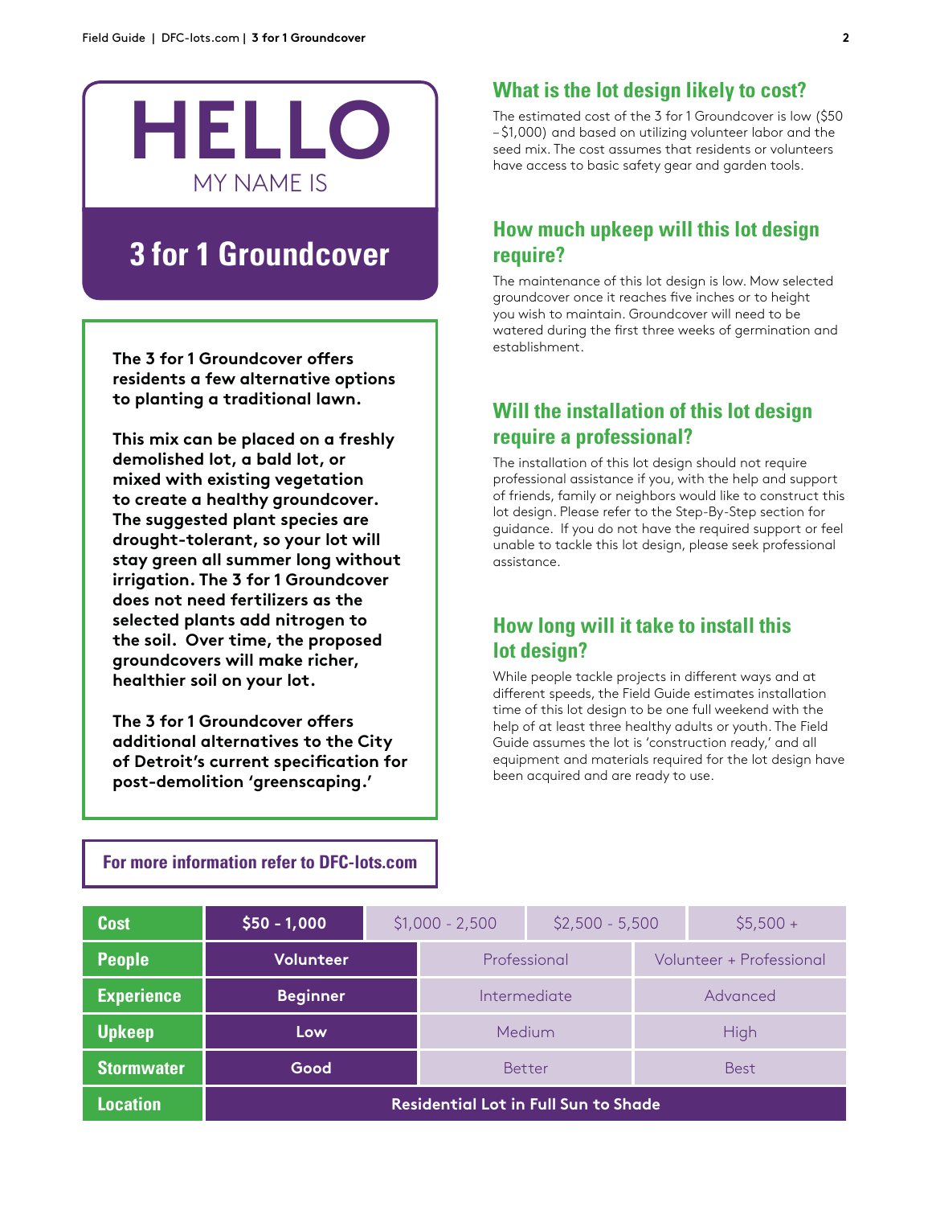# HELLO

MY NAME IS

## 3 for 1 Groundcover

**The 3 for 1 Groundcover offers residents a few alternative options to planting a traditional lawn.**

**This mix can be placed on a freshly demolished lot, a bald lot, or mixed with existing vegetation to create a healthy groundcover. The suggested plant species are drought-tolerant, so your lot will stay green all summer long without irrigation. The 3 for 1 Groundcover does not need fertilizers as the selected plants add nitrogen to the soil. Over time, the proposed groundcovers will make richer, healthier soil on your lot.**

**The 3 for 1 Groundcover offers additional alternatives to the City of Detroit's current specification for post-demolition 'greenscaping.'**

**For more information refer to DFC-lots.com**

### What is the lot design likely to cost?

The estimated cost of the 3 for 1 Groundcover is low ($50 – $1,000) and based on utilizing volunteer labor and the seed mix. The cost assumes that residents or volunteers have access to basic safety gear and garden tools.

### How much upkeep will this lot design require?

The maintenance of this lot design is low. Mow selected groundcover once it reaches five inches or to height you wish to maintain. Groundcover will need to be watered during the first three weeks of germination and establishment.

### Will the installation of this lot design require a professional?

The installation of this lot design should not require professional assistance if you, with the help and support of friends, family or neighbors would like to construct this lot design. Please refer to the Step-By-Step section for guidance. If you do not have the required support or feel unable to tackle this lot design, please seek professional assistance.

### How long will it take to install this lot design?

While people tackle projects in different ways and at different speeds, the Field Guide estimates installation time of this lot design to be one full weekend with the help of at least three healthy adults or youth. The Field Guide assumes the lot is 'construction ready,' and all equipment and materials required for the lot design have been acquired and are ready to use.

| | | | | |
|---|---|---|---|---|
| **Cost** | **$50 - 1,000** | $1,000 - 2,500 | $2,500 - 5,500 | $5,500 + |
| **People** | **Volunteer** | Professional | Volunteer + Professional | |
| **Experience** | **Beginner** | Intermediate | Advanced | |
| **Upkeep** | **Low** | Medium | High | |
| **Stormwater** | **Good** | Better | Best | |
| **Location** | **Residential Lot in Full Sun to Shade** | | | |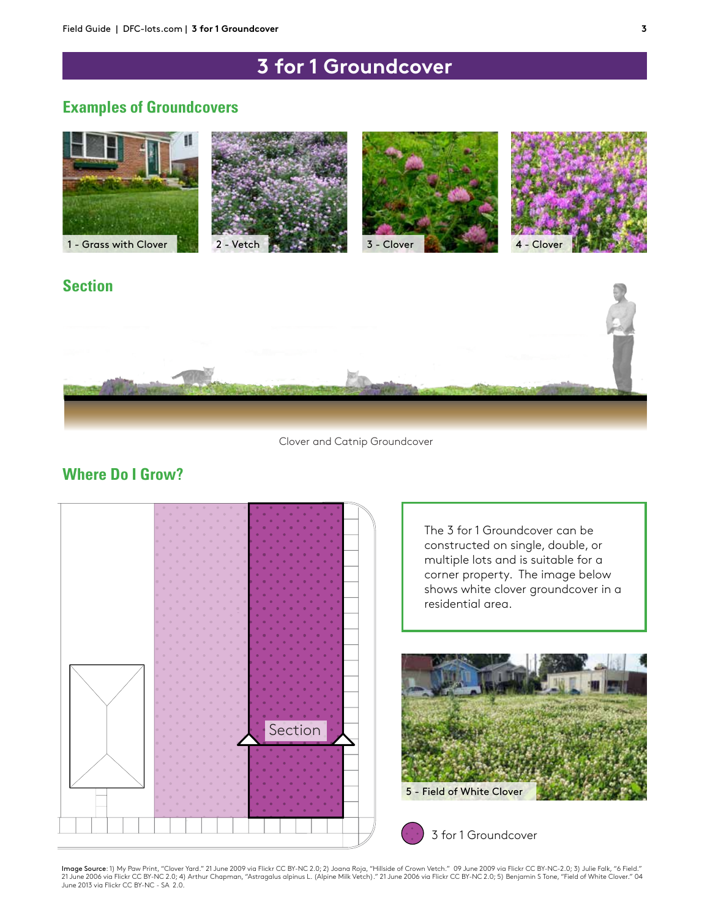# 3 for 1 Groundcover

## Examples of Groundcovers

1 - Grass with Clover

2 - Vetch

3 - Clover

4 - Clover

## Section

Clover and Catnip Groundcover

## Where Do I Grow?

Section

The 3 for 1 Groundcover can be constructed on single, double, or multiple lots and is suitable for a corner property. The image below shows white clover groundcover in a residential area.

5 - Field of White Clover

3 for 1 Groundcover

**Image Source**: 1) My Paw Print, "Clover Yard." 21 June 2009 via Flickr CC BY-NC 2.0; 2) Joana Roja, "Hillside of Crown Vetch." 09 June 2009 via Flickr CC BY-NC-2.0; 3) Julie Falk, "6 Field." 21 June 2006 via Flickr CC BY-NC 2.0; 4) Arthur Chapman, "Astragalus alpinus L. (Alpine Milk Vetch)." 21 June 2006 via Flickr CC BY-NC 2.0; 5) Benjamin S Tone, "Field of White Clover." 04 June 2013 via Flickr CC BY-NC - SA 2.0.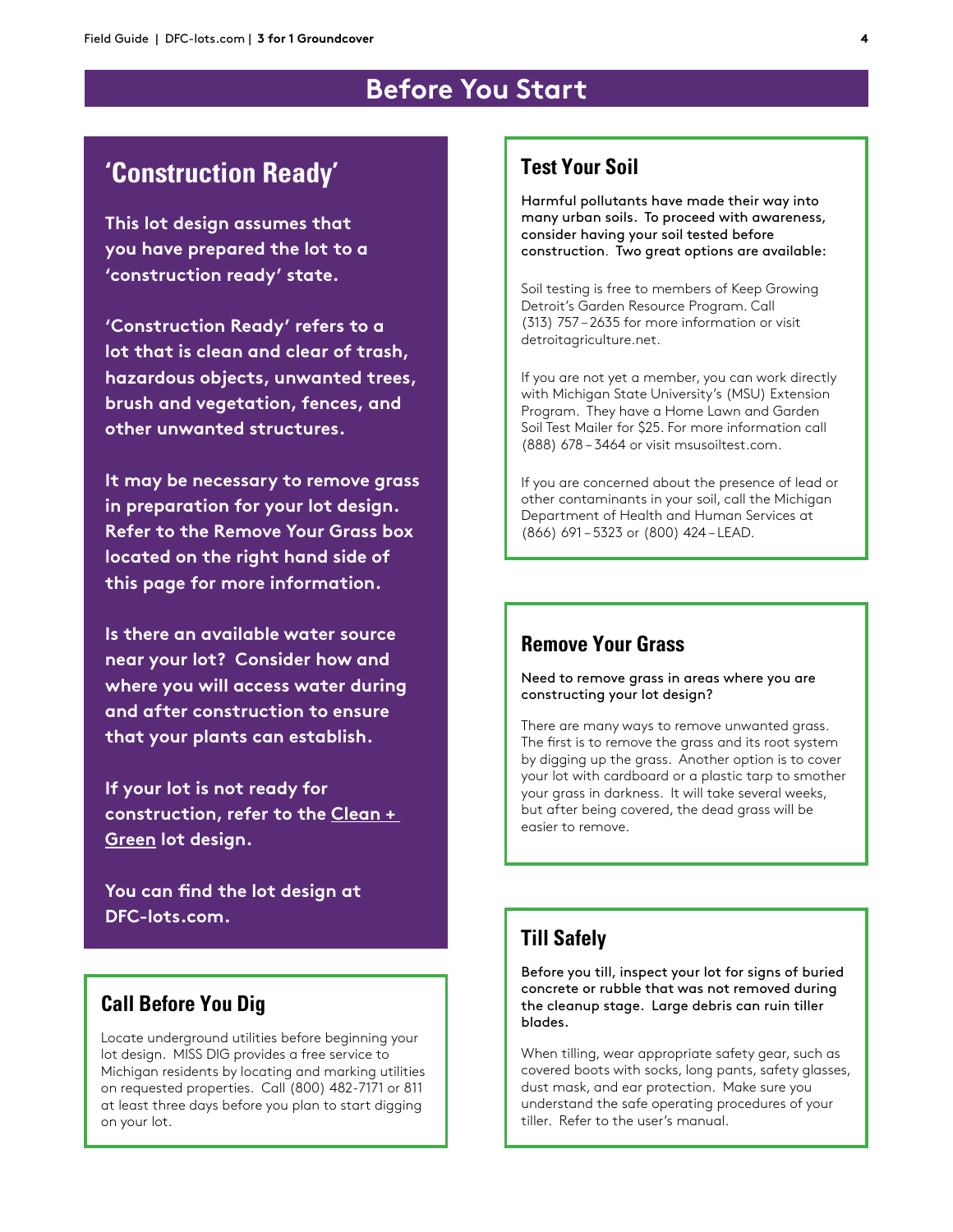# Before You Start

## 'Construction Ready'

**This lot design assumes that you have prepared the lot to a 'construction ready' state.**

**'Construction Ready' refers to a lot that is clean and clear of trash, hazardous objects, unwanted trees, brush and vegetation, fences, and other unwanted structures.**

**It may be necessary to remove grass in preparation for your lot design. Refer to the Remove Your Grass box located on the right hand side of this page for more information.**

**Is there an available water source near your lot? Consider how and where you will access water during and after construction to ensure that your plants can establish.**

**If your lot is not ready for construction, refer to the Clean + Green lot design.**

**You can find the lot design at DFC-lots.com.**

## Call Before You Dig

Locate underground utilities before beginning your lot design. MISS DIG provides a free service to Michigan residents by locating and marking utilities on requested properties. Call (800) 482-7171 or 811 at least three days before you plan to start digging on your lot.

## Test Your Soil

**Harmful pollutants have made their way into many urban soils. To proceed with awareness, consider having your soil tested before construction. Two great options are available:**

Soil testing is free to members of Keep Growing Detroit's Garden Resource Program. Call (313) 757 – 2635 for more information or visit detroitagriculture.net.

If you are not yet a member, you can work directly with Michigan State University's (MSU) Extension Program. They have a Home Lawn and Garden Soil Test Mailer for $25. For more information call (888) 678 – 3464 or visit msusoiltest.com.

If you are concerned about the presence of lead or other contaminants in your soil, call the Michigan Department of Health and Human Services at (866) 691 – 5323 or (800) 424 – LEAD.

## Remove Your Grass

**Need to remove grass in areas where you are constructing your lot design?**

There are many ways to remove unwanted grass. The first is to remove the grass and its root system by digging up the grass. Another option is to cover your lot with cardboard or a plastic tarp to smother your grass in darkness. It will take several weeks, but after being covered, the dead grass will be easier to remove.

## Till Safely

**Before you till, inspect your lot for signs of buried concrete or rubble that was not removed during the cleanup stage. Large debris can ruin tiller blades.**

When tilling, wear appropriate safety gear, such as covered boots with socks, long pants, safety glasses, dust mask, and ear protection. Make sure you understand the safe operating procedures of your tiller. Refer to the user's manual.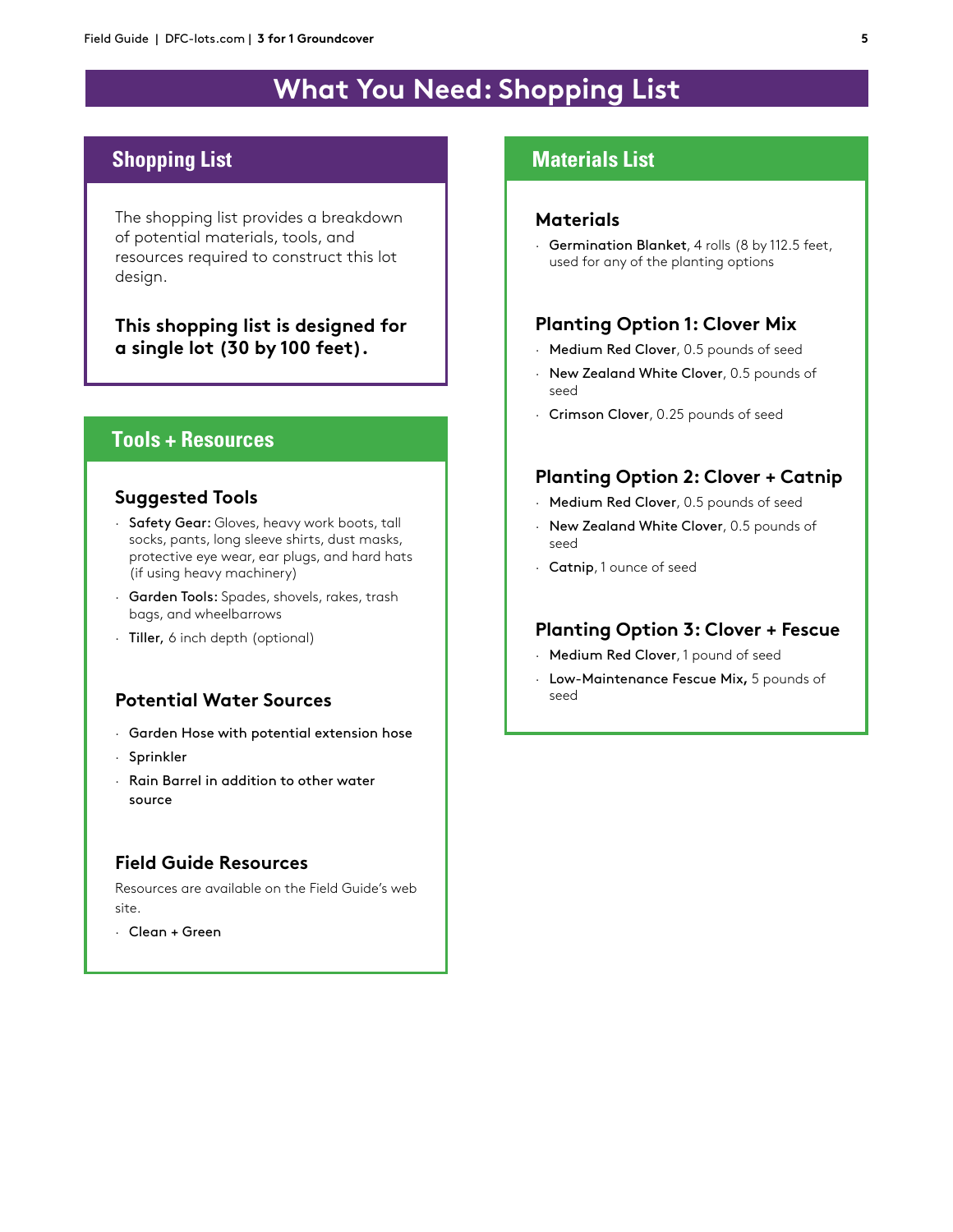# What You Need: Shopping List

## Shopping List

The shopping list provides a breakdown of potential materials, tools, and resources required to construct this lot design.

**This shopping list is designed for a single lot (30 by 100 feet).**

## Tools + Resources

### Suggested Tools

- **Safety Gear:** Gloves, heavy work boots, tall socks, pants, long sleeve shirts, dust masks, protective eye wear, ear plugs, and hard hats (if using heavy machinery)
- **Garden Tools:** Spades, shovels, rakes, trash bags, and wheelbarrows
- **Tiller,** 6 inch depth (optional)

### Potential Water Sources

- Garden Hose with potential extension hose
- Sprinkler
- Rain Barrel in addition to other water source

### Field Guide Resources

Resources are available on the Field Guide's web site.

- Clean + Green

## Materials List

### Materials

- **Germination Blanket**, 4 rolls (8 by 112.5 feet, used for any of the planting options

### Planting Option 1: Clover Mix

- **Medium Red Clover**, 0.5 pounds of seed
- **New Zealand White Clover**, 0.5 pounds of seed
- **Crimson Clover**, 0.25 pounds of seed

### Planting Option 2: Clover + Catnip

- **Medium Red Clover**, 0.5 pounds of seed
- **New Zealand White Clover**, 0.5 pounds of seed
- **Catnip**, 1 ounce of seed

### Planting Option 3: Clover + Fescue

- **Medium Red Clover**, 1 pound of seed
- **Low-Maintenance Fescue Mix,** 5 pounds of seed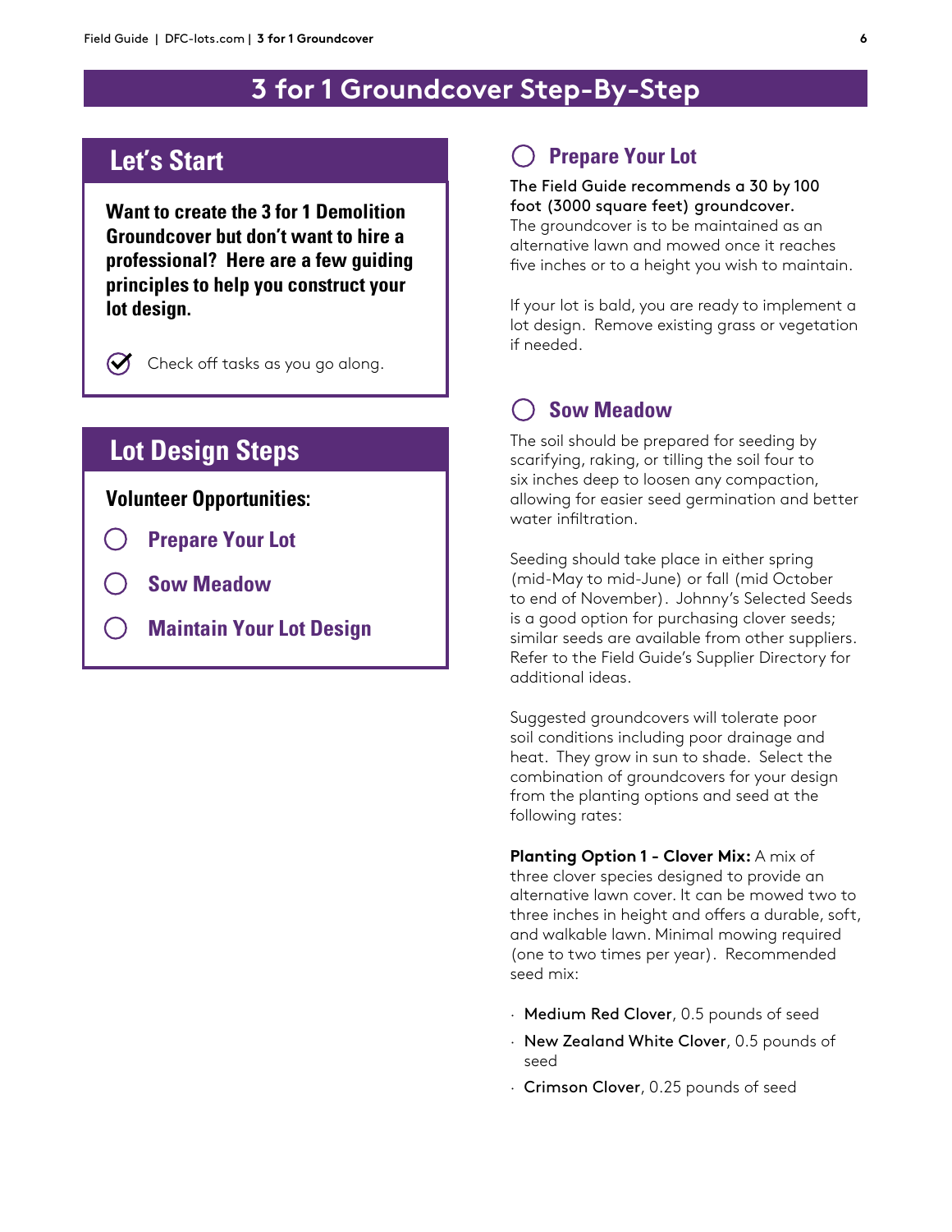# 3 for 1 Groundcover Step-By-Step

## Let's Start

**Want to create the 3 for 1 Demolition Groundcover but don't want to hire a professional? Here are a few guiding principles to help you construct your lot design.**

Check off tasks as you go along.

## Lot Design Steps

**Volunteer Opportunities:**

- Prepare Your Lot
- Sow Meadow
- Maintain Your Lot Design

### Prepare Your Lot

The Field Guide recommends a 30 by 100 foot (3000 square feet) groundcover. The groundcover is to be maintained as an alternative lawn and mowed once it reaches five inches or to a height you wish to maintain.

If your lot is bald, you are ready to implement a lot design. Remove existing grass or vegetation if needed.

### Sow Meadow

The soil should be prepared for seeding by scarifying, raking, or tilling the soil four to six inches deep to loosen any compaction, allowing for easier seed germination and better water infiltration.

Seeding should take place in either spring (mid-May to mid-June) or fall (mid October to end of November). Johnny's Selected Seeds is a good option for purchasing clover seeds; similar seeds are available from other suppliers. Refer to the Field Guide's Supplier Directory for additional ideas.

Suggested groundcovers will tolerate poor soil conditions including poor drainage and heat. They grow in sun to shade. Select the combination of groundcovers for your design from the planting options and seed at the following rates:

**Planting Option 1 - Clover Mix:** A mix of three clover species designed to provide an alternative lawn cover. It can be mowed two to three inches in height and offers a durable, soft, and walkable lawn. Minimal mowing required (one to two times per year). Recommended seed mix:

- Medium Red Clover, 0.5 pounds of seed
- New Zealand White Clover, 0.5 pounds of seed
- Crimson Clover, 0.25 pounds of seed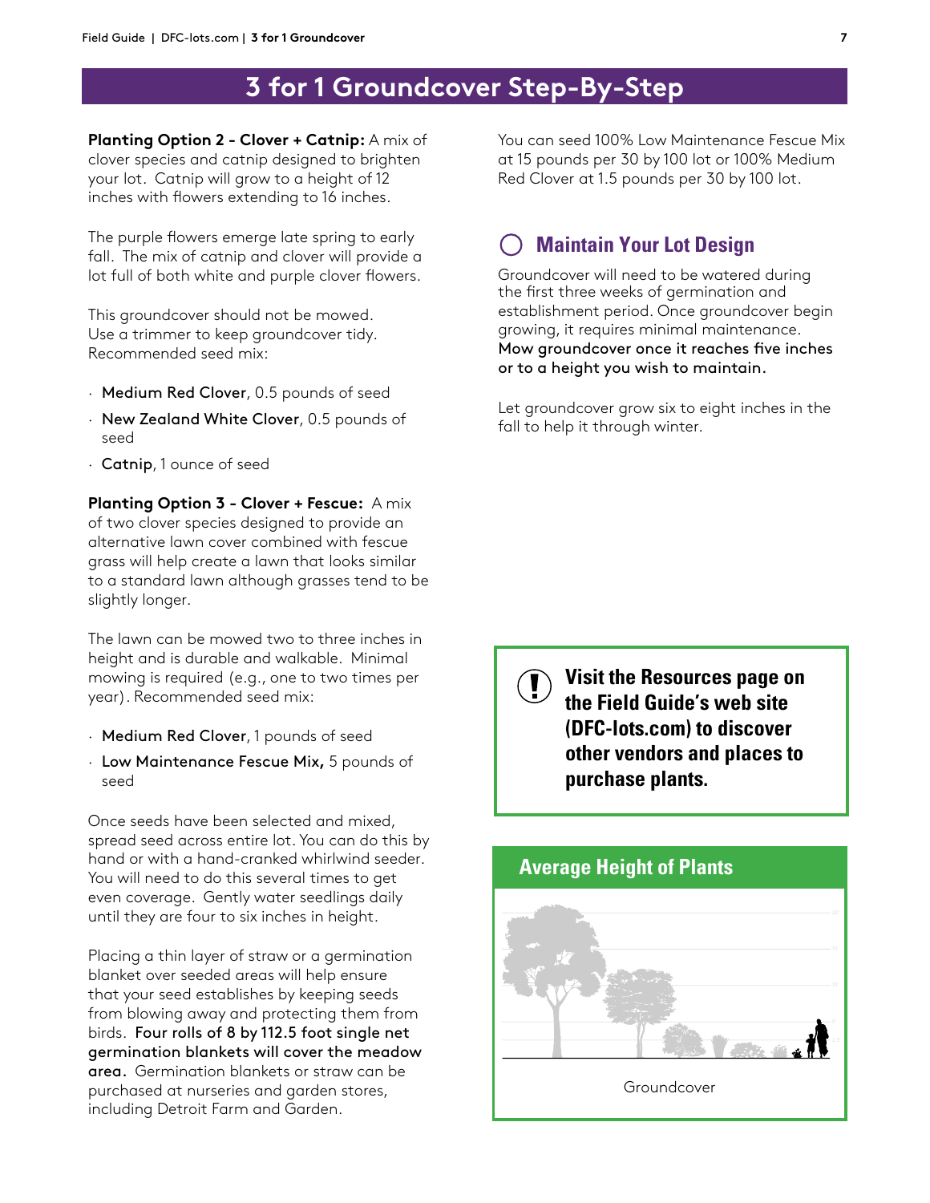# 3 for 1 Groundcover Step-By-Step

**Planting Option 2 - Clover + Catnip:** A mix of clover species and catnip designed to brighten your lot. Catnip will grow to a height of 12 inches with flowers extending to 16 inches.

The purple flowers emerge late spring to early fall. The mix of catnip and clover will provide a lot full of both white and purple clover flowers.

This groundcover should not be mowed. Use a trimmer to keep groundcover tidy. Recommended seed mix:

- **Medium Red Clover**, 0.5 pounds of seed
- **New Zealand White Clover**, 0.5 pounds of seed
- **Catnip**, 1 ounce of seed

**Planting Option 3 - Clover + Fescue:** A mix of two clover species designed to provide an alternative lawn cover combined with fescue grass will help create a lawn that looks similar to a standard lawn although grasses tend to be slightly longer.

The lawn can be mowed two to three inches in height and is durable and walkable. Minimal mowing is required (e.g., one to two times per year). Recommended seed mix:

- **Medium Red Clover**, 1 pounds of seed
- **Low Maintenance Fescue Mix,** 5 pounds of seed

Once seeds have been selected and mixed, spread seed across entire lot. You can do this by hand or with a hand-cranked whirlwind seeder. You will need to do this several times to get even coverage. Gently water seedlings daily until they are four to six inches in height.

Placing a thin layer of straw or a germination blanket over seeded areas will help ensure that your seed establishes by keeping seeds from blowing away and protecting them from birds. **Four rolls of 8 by 112.5 foot single net germination blankets will cover the meadow area.** Germination blankets or straw can be purchased at nurseries and garden stores, including Detroit Farm and Garden.

You can seed 100% Low Maintenance Fescue Mix at 15 pounds per 30 by 100 lot or 100% Medium Red Clover at 1.5 pounds per 30 by 100 lot.

## Maintain Your Lot Design

Groundcover will need to be watered during the first three weeks of germination and establishment period. Once groundcover begin growing, it requires minimal maintenance. **Mow groundcover once it reaches five inches or to a height you wish to maintain.**

Let groundcover grow six to eight inches in the fall to help it through winter.

**Visit the Resources page on the Field Guide's web site (DFC-lots.com) to discover other vendors and places to purchase plants.**

### Average Height of Plants

Groundcover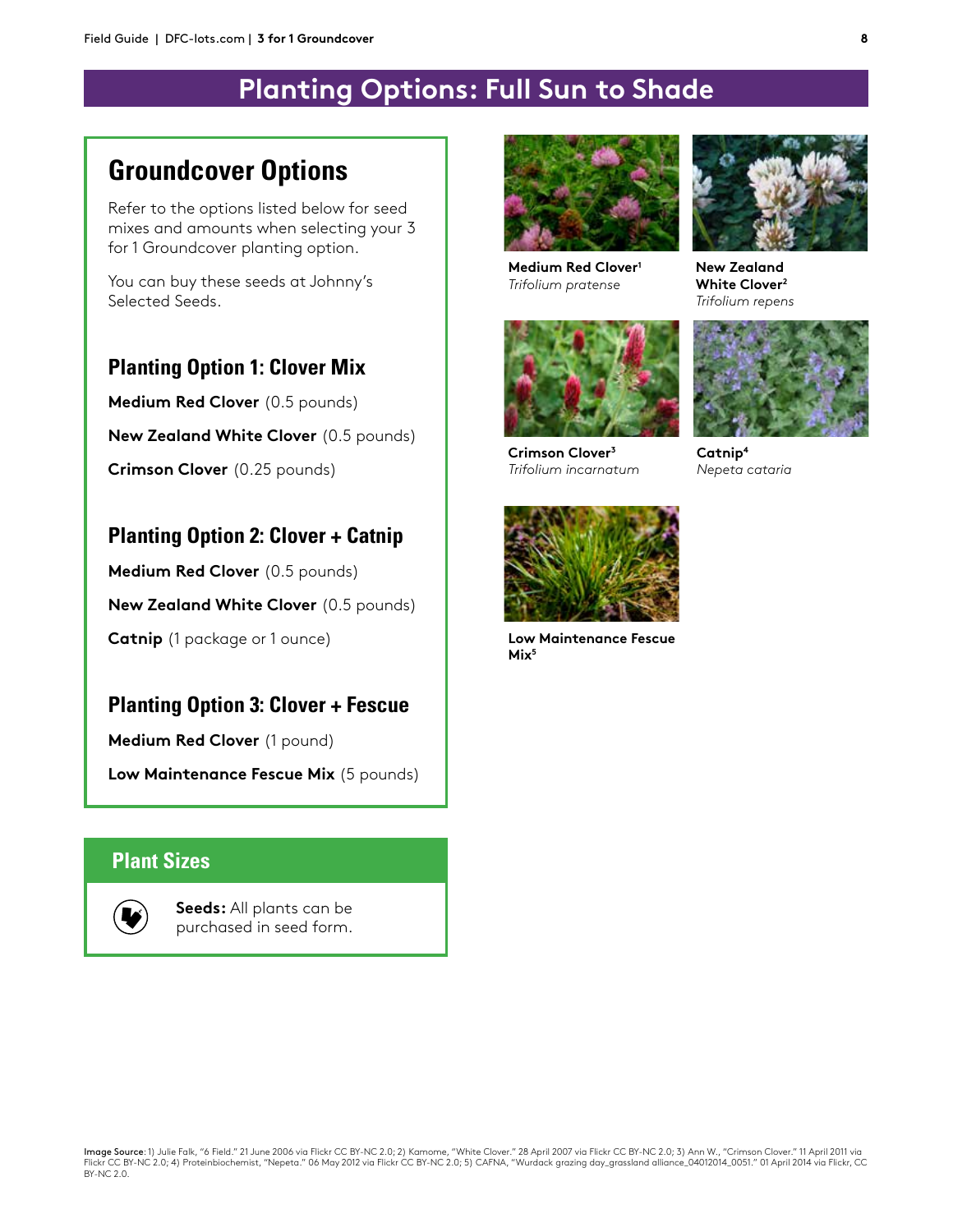# Planting Options: Full Sun to Shade

## Groundcover Options

Refer to the options listed below for seed mixes and amounts when selecting your 3 for 1 Groundcover planting option.

You can buy these seeds at Johnny's Selected Seeds.

### Planting Option 1: Clover Mix

**Medium Red Clover** (0.5 pounds)

**New Zealand White Clover** (0.5 pounds)

**Crimson Clover** (0.25 pounds)

### Planting Option 2: Clover + Catnip

**Medium Red Clover** (0.5 pounds)

**New Zealand White Clover** (0.5 pounds)

**Catnip** (1 package or 1 ounce)

### Planting Option 3: Clover + Fescue

**Medium Red Clover** (1 pound)

**Low Maintenance Fescue Mix** (5 pounds)

## Plant Sizes

**Seeds:** All plants can be purchased in seed form.

**Medium Red Clover**[1]
*Trifolium pratense*

**New Zealand White Clover**[2]
*Trifolium repens*

**Crimson Clover**[3]
*Trifolium incarnatum*

**Catnip**[4]
*Nepeta cataria*

**Low Maintenance Fescue Mix**[5]

**Image Source**: 1) Julie Falk, "6 Field." 21 June 2006 via Flickr CC BY-NC 2.0; 2) Kamome, "White Clover." 28 April 2007 via Flickr CC BY-NC 2.0; 3) Ann W., "Crimson Clover." 11 April 2011 via Flickr CC BY-NC 2.0; 4) Proteinbiochemist, "Nepeta." 06 May 2012 via Flickr CC BY-NC 2.0; 5) CAFNA, "Wurdack grazing day_grassland alliance_04012014_0051." 01 April 2014 via Flickr, CC BY-NC 2.0.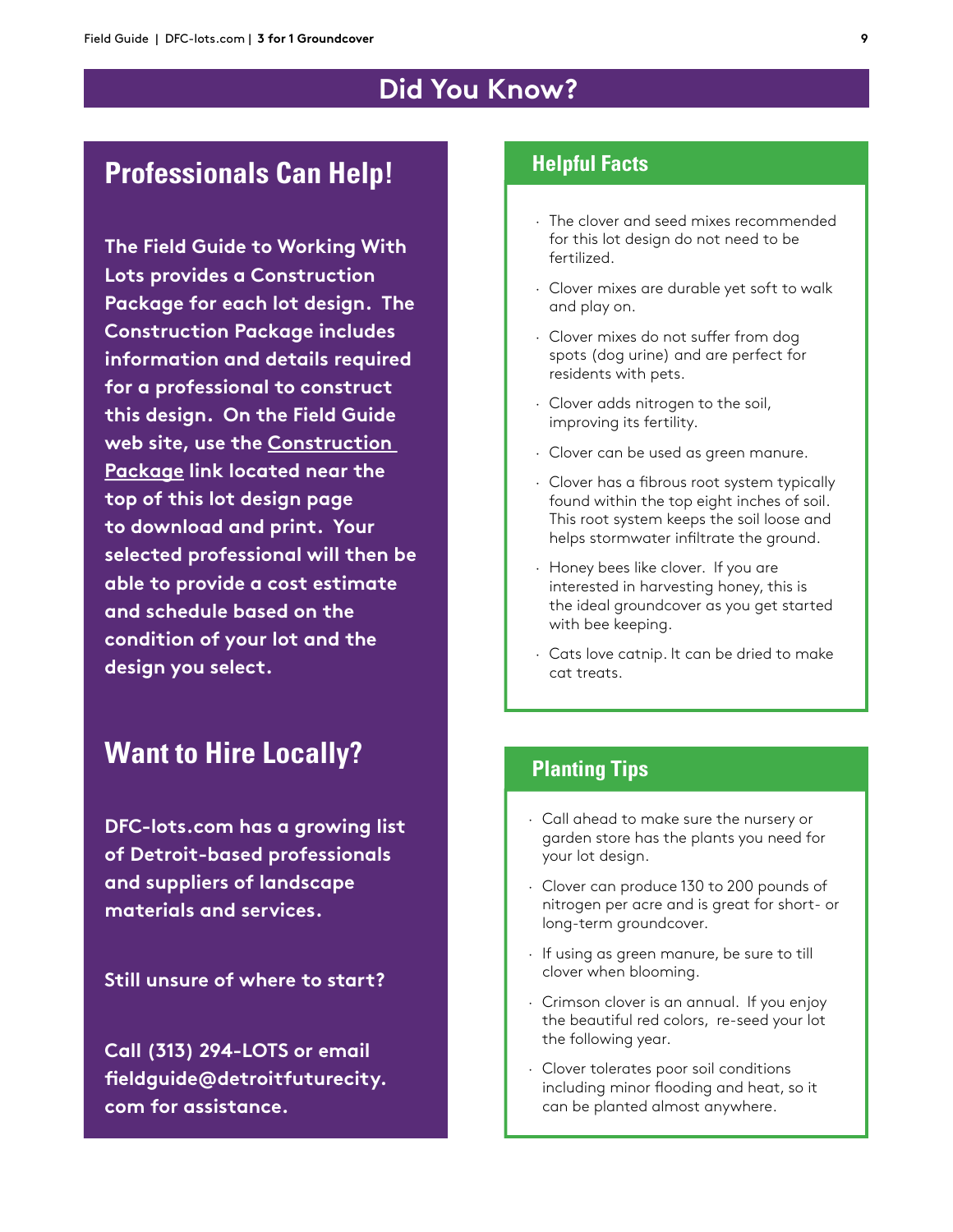# Did You Know?

## Professionals Can Help!

**The Field Guide to Working With Lots provides a Construction Package for each lot design. The Construction Package includes information and details required for a professional to construct this design. On the Field Guide web site, use the Construction Package link located near the top of this lot design page to download and print. Your selected professional will then be able to provide a cost estimate and schedule based on the condition of your lot and the design you select.**

## Want to Hire Locally?

**DFC-lots.com has a growing list of Detroit-based professionals and suppliers of landscape materials and services.**

**Still unsure of where to start?**

**Call (313) 294-LOTS or email fieldguide@detroitfuturecity.com for assistance.**

## Helpful Facts

- The clover and seed mixes recommended for this lot design do not need to be fertilized.
- Clover mixes are durable yet soft to walk and play on.
- Clover mixes do not suffer from dog spots (dog urine) and are perfect for residents with pets.
- Clover adds nitrogen to the soil, improving its fertility.
- Clover can be used as green manure.
- Clover has a fibrous root system typically found within the top eight inches of soil. This root system keeps the soil loose and helps stormwater infiltrate the ground.
- Honey bees like clover. If you are interested in harvesting honey, this is the ideal groundcover as you get started with bee keeping.
- Cats love catnip. It can be dried to make cat treats.

## Planting Tips

- Call ahead to make sure the nursery or garden store has the plants you need for your lot design.
- Clover can produce 130 to 200 pounds of nitrogen per acre and is great for short- or long-term groundcover.
- If using as green manure, be sure to till clover when blooming.
- Crimson clover is an annual. If you enjoy the beautiful red colors, re-seed your lot the following year.
- Clover tolerates poor soil conditions including minor flooding and heat, so it can be planted almost anywhere.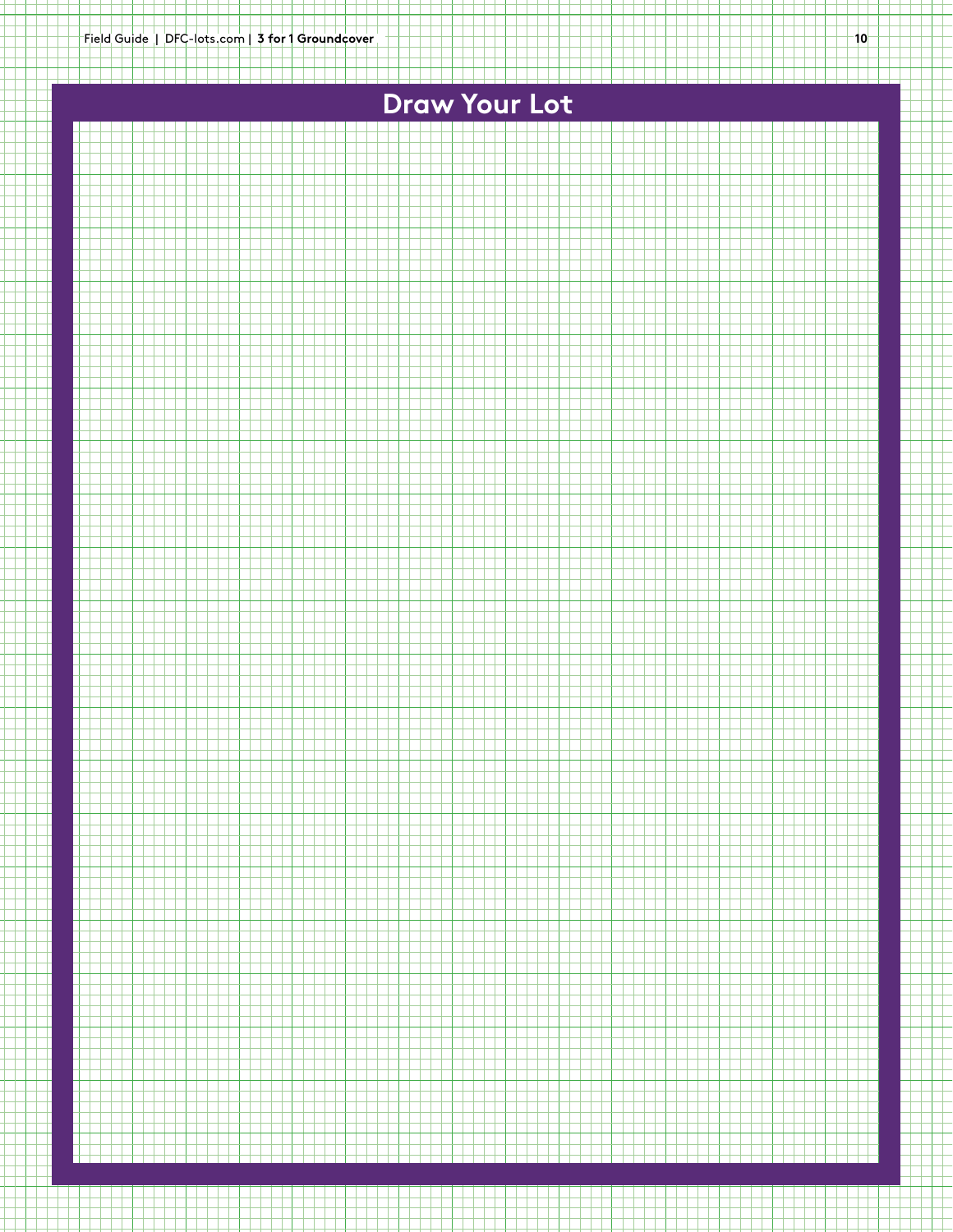# Draw Your Lot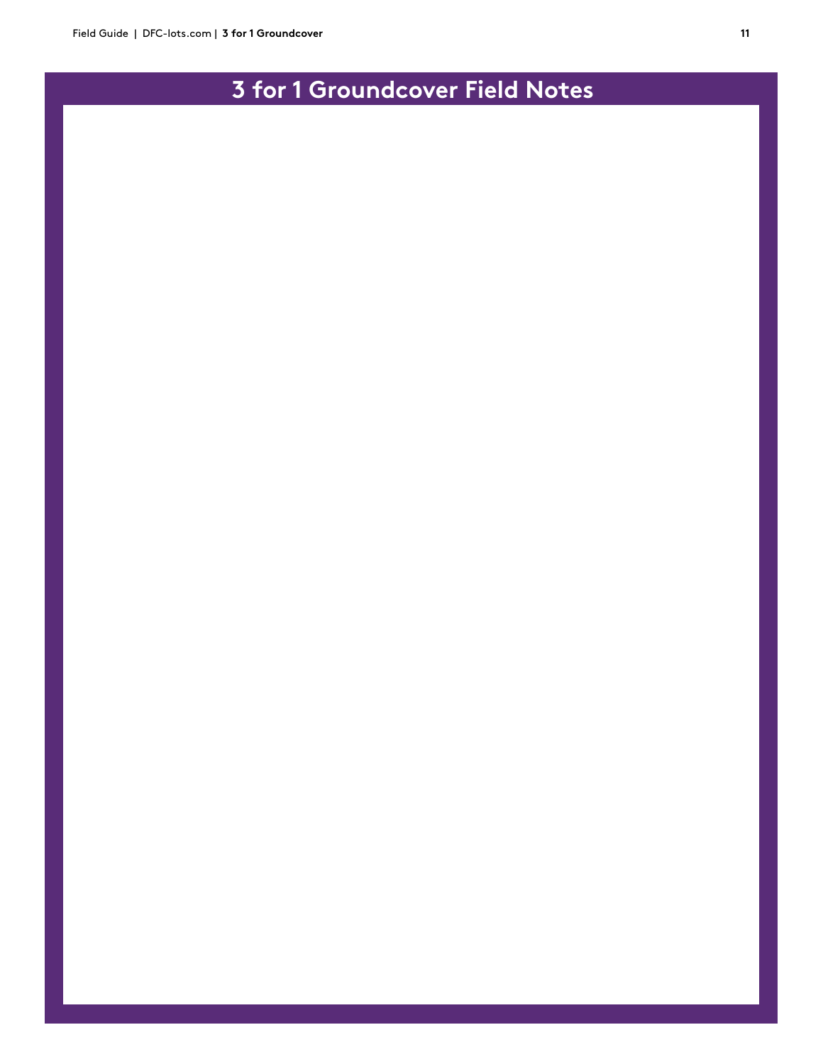# 3 for 1 Groundcover Field Notes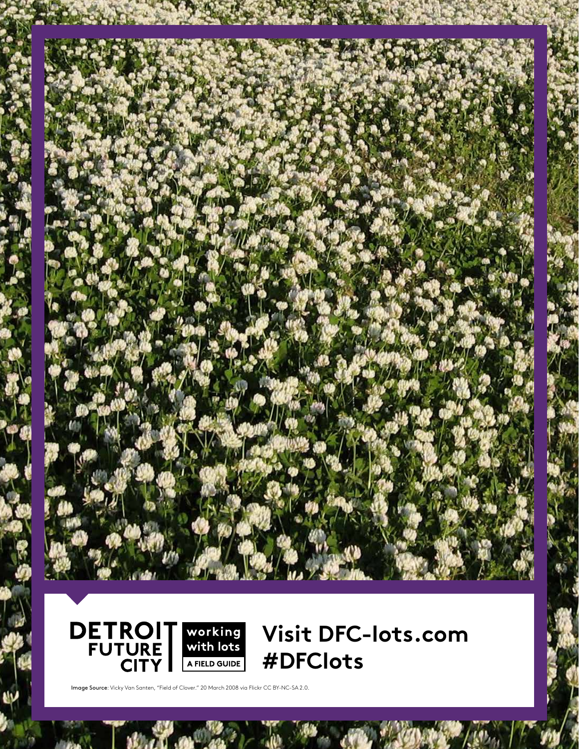DETROIT FUTURE CITY

working with lots

A FIELD GUIDE

**Visit DFC-lots.com**
**#DFClots**

**Image Source**: Vicky Van Santen, "Field of Clover." 20 March 2008 via Flickr CC BY-NC-SA 2.0.